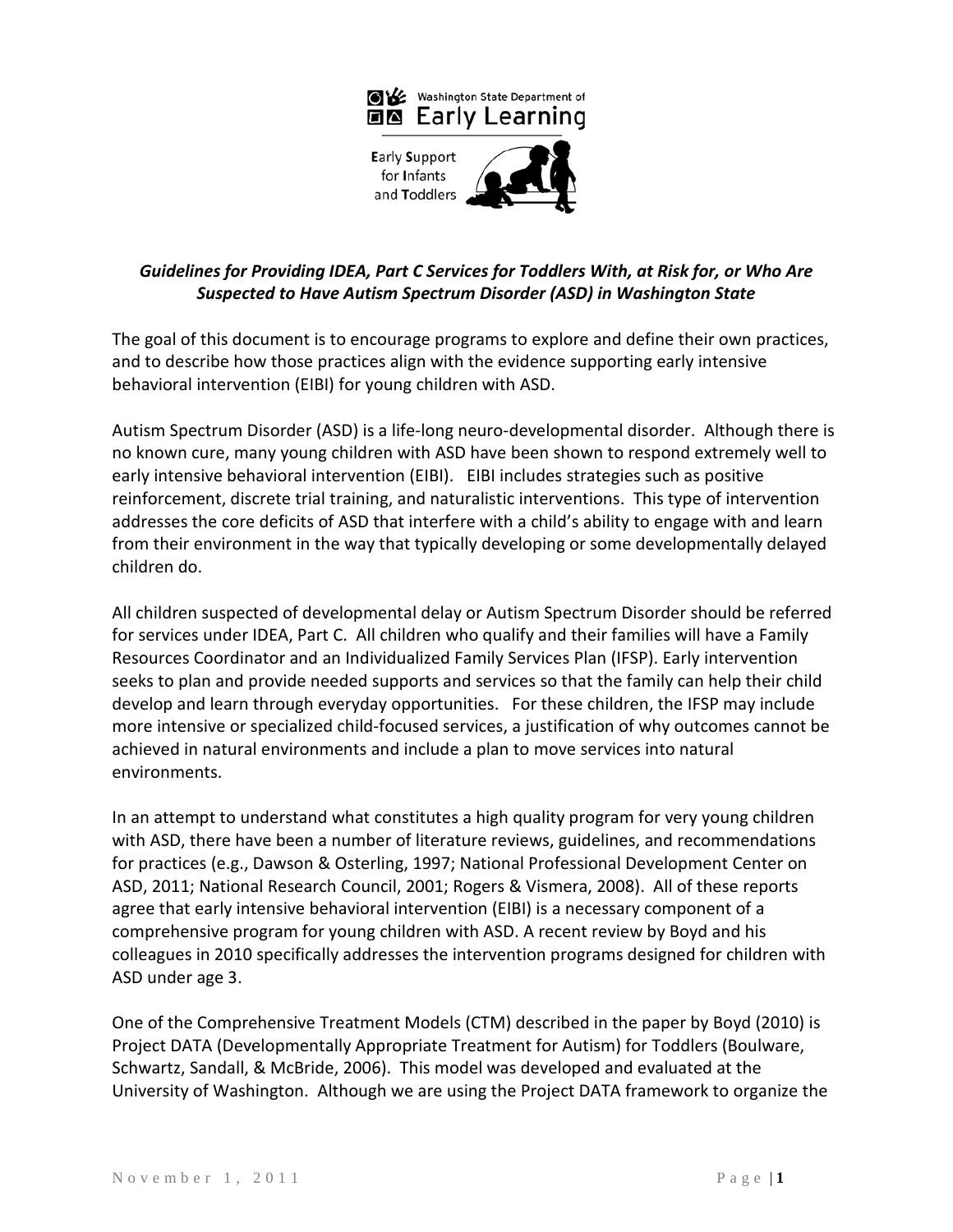Washington State Department of Early Learning

Early Support for Infants and Toddlers

***Guidelines for Providing IDEA, Part C Services for Toddlers With, at Risk for, or Who Are Suspected to Have Autism Spectrum Disorder (ASD) in Washington State***

The goal of this document is to encourage programs to explore and define their own practices, and to describe how those practices align with the evidence supporting early intensive behavioral intervention (EIBI) for young children with ASD.

Autism Spectrum Disorder (ASD) is a life-long neuro-developmental disorder. Although there is no known cure, many young children with ASD have been shown to respond extremely well to early intensive behavioral intervention (EIBI). EIBI includes strategies such as positive reinforcement, discrete trial training, and naturalistic interventions. This type of intervention addresses the core deficits of ASD that interfere with a child's ability to engage with and learn from their environment in the way that typically developing or some developmentally delayed children do.

All children suspected of developmental delay or Autism Spectrum Disorder should be referred for services under IDEA, Part C. All children who qualify and their families will have a Family Resources Coordinator and an Individualized Family Services Plan (IFSP). Early intervention seeks to plan and provide needed supports and services so that the family can help their child develop and learn through everyday opportunities. For these children, the IFSP may include more intensive or specialized child-focused services, a justification of why outcomes cannot be achieved in natural environments and include a plan to move services into natural environments.

In an attempt to understand what constitutes a high quality program for very young children with ASD, there have been a number of literature reviews, guidelines, and recommendations for practices (e.g., Dawson & Osterling, 1997; National Professional Development Center on ASD, 2011; National Research Council, 2001; Rogers & Vismera, 2008). All of these reports agree that early intensive behavioral intervention (EIBI) is a necessary component of a comprehensive program for young children with ASD. A recent review by Boyd and his colleagues in 2010 specifically addresses the intervention programs designed for children with ASD under age 3.

One of the Comprehensive Treatment Models (CTM) described in the paper by Boyd (2010) is Project DATA (Developmentally Appropriate Treatment for Autism) for Toddlers (Boulware, Schwartz, Sandall, & McBride, 2006). This model was developed and evaluated at the University of Washington. Although we are using the Project DATA framework to organize the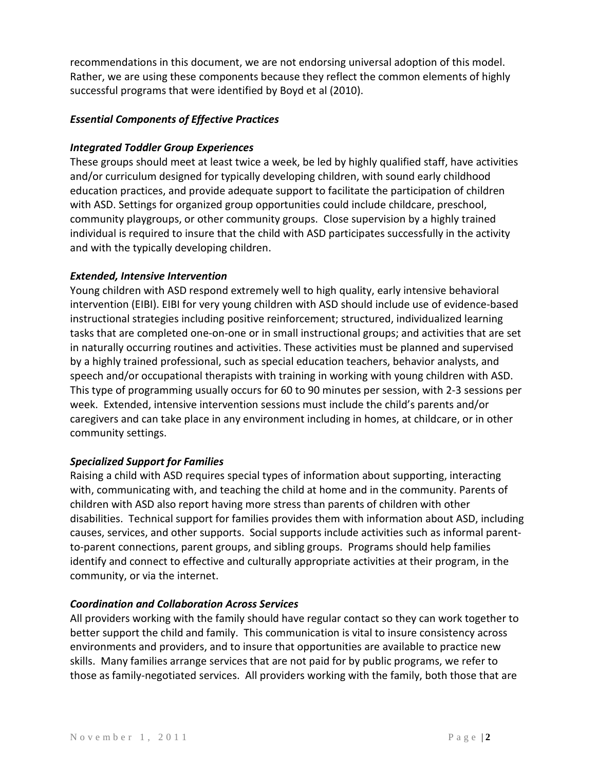recommendations in this document, we are not endorsing universal adoption of this model. Rather, we are using these components because they reflect the common elements of highly successful programs that were identified by Boyd et al (2010).

### *Essential Components of Effective Practices*

#### *Integrated Toddler Group Experiences*

These groups should meet at least twice a week, be led by highly qualified staff, have activities and/or curriculum designed for typically developing children, with sound early childhood education practices, and provide adequate support to facilitate the participation of children with ASD. Settings for organized group opportunities could include childcare, preschool, community playgroups, or other community groups. Close supervision by a highly trained individual is required to insure that the child with ASD participates successfully in the activity and with the typically developing children.

#### *Extended, Intensive Intervention*

Young children with ASD respond extremely well to high quality, early intensive behavioral intervention (EIBI). EIBI for very young children with ASD should include use of evidence-based instructional strategies including positive reinforcement; structured, individualized learning tasks that are completed one-on-one or in small instructional groups; and activities that are set in naturally occurring routines and activities. These activities must be planned and supervised by a highly trained professional, such as special education teachers, behavior analysts, and speech and/or occupational therapists with training in working with young children with ASD. This type of programming usually occurs for 60 to 90 minutes per session, with 2-3 sessions per week. Extended, intensive intervention sessions must include the child's parents and/or caregivers and can take place in any environment including in homes, at childcare, or in other community settings.

#### *Specialized Support for Families*

Raising a child with ASD requires special types of information about supporting, interacting with, communicating with, and teaching the child at home and in the community. Parents of children with ASD also report having more stress than parents of children with other disabilities. Technical support for families provides them with information about ASD, including causes, services, and other supports. Social supports include activities such as informal parent-to-parent connections, parent groups, and sibling groups. Programs should help families identify and connect to effective and culturally appropriate activities at their program, in the community, or via the internet.

#### *Coordination and Collaboration Across Services*

All providers working with the family should have regular contact so they can work together to better support the child and family. This communication is vital to insure consistency across environments and providers, and to insure that opportunities are available to practice new skills. Many families arrange services that are not paid for by public programs, we refer to those as family-negotiated services. All providers working with the family, both those that are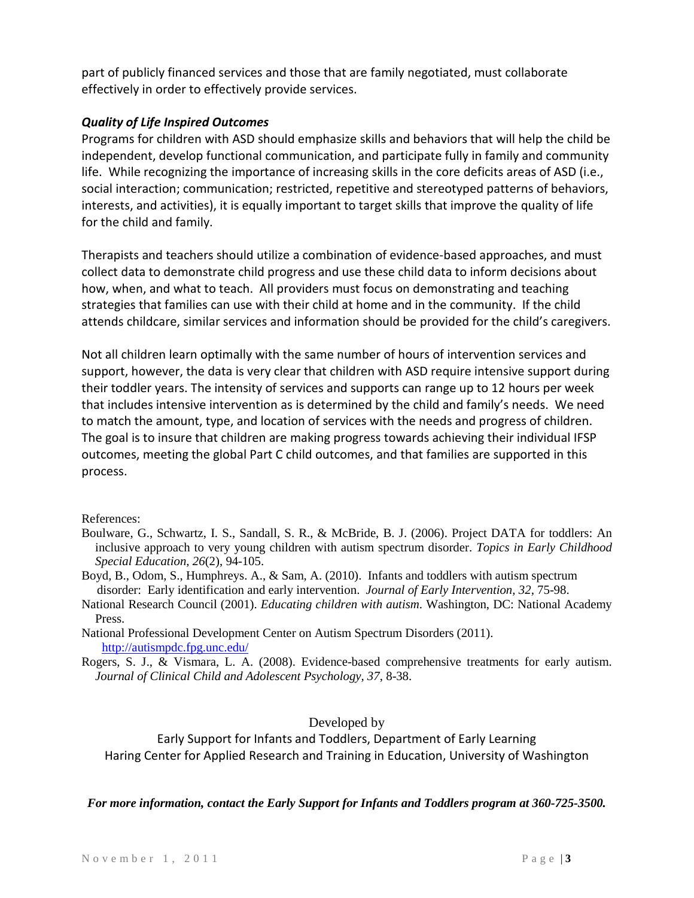part of publicly financed services and those that are family negotiated, must collaborate effectively in order to effectively provide services.

### *Quality of Life Inspired Outcomes*

Programs for children with ASD should emphasize skills and behaviors that will help the child be independent, develop functional communication, and participate fully in family and community life. While recognizing the importance of increasing skills in the core deficits areas of ASD (i.e., social interaction; communication; restricted, repetitive and stereotyped patterns of behaviors, interests, and activities), it is equally important to target skills that improve the quality of life for the child and family.

Therapists and teachers should utilize a combination of evidence-based approaches, and must collect data to demonstrate child progress and use these child data to inform decisions about how, when, and what to teach. All providers must focus on demonstrating and teaching strategies that families can use with their child at home and in the community. If the child attends childcare, similar services and information should be provided for the child's caregivers.

Not all children learn optimally with the same number of hours of intervention services and support, however, the data is very clear that children with ASD require intensive support during their toddler years. The intensity of services and supports can range up to 12 hours per week that includes intensive intervention as is determined by the child and family's needs. We need to match the amount, type, and location of services with the needs and progress of children. The goal is to insure that children are making progress towards achieving their individual IFSP outcomes, meeting the global Part C child outcomes, and that families are supported in this process.

References:

Boulware, G., Schwartz, I. S., Sandall, S. R., & McBride, B. J. (2006). Project DATA for toddlers: An inclusive approach to very young children with autism spectrum disorder. *Topics in Early Childhood Special Education, 26*(2), 94-105.

Boyd, B., Odom, S., Humphreys. A., & Sam, A. (2010). Infants and toddlers with autism spectrum disorder: Early identification and early intervention. *Journal of Early Intervention, 32*, 75-98.

National Research Council (2001). *Educating children with autism*. Washington, DC: National Academy Press.

National Professional Development Center on Autism Spectrum Disorders (2011). http://autismpdc.fpg.unc.edu/

Rogers, S. J., & Vismara, L. A. (2008). Evidence-based comprehensive treatments for early autism. *Journal of Clinical Child and Adolescent Psychology, 37*, 8-38.

Developed by

Early Support for Infants and Toddlers, Department of Early Learning
Haring Center for Applied Research and Training in Education, University of Washington

***For more information, contact the Early Support for Infants and Toddlers program at 360-725-3500.***